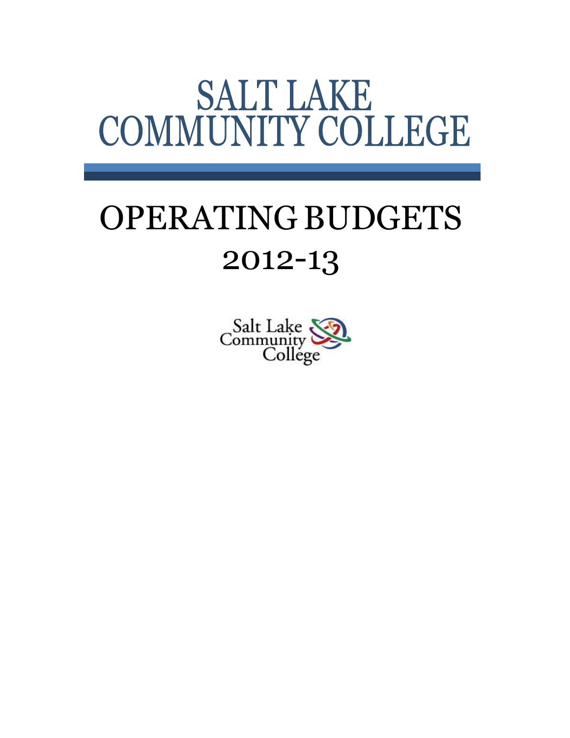# SALT LAKE COMMUNITY COLLEGE

# OPERATING BUDGETS

## 2012-13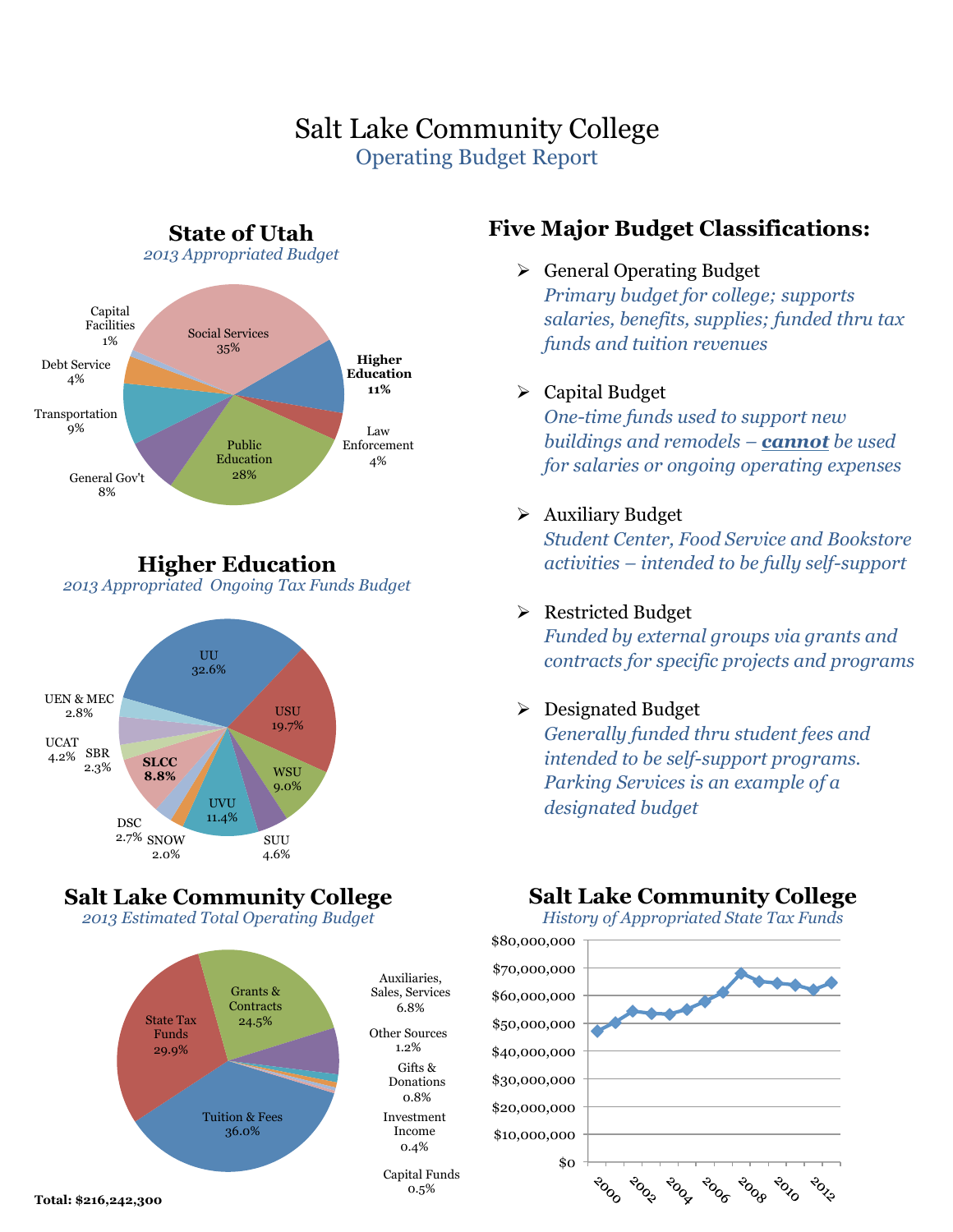# Salt Lake Community College

## Operating Budget Report

### State of Utah

*2013 Appropriated Budget*

- Social Services 35%
- Higher Education 11%
- Law Enforcement 4%
- Public Education 28%
- General Gov't 8%
- Transportation 9%
- Debt Service 4%
- Capital Facilities 1%

### Higher Education

*2013 Appropriated Ongoing Tax Funds Budget*

- UU 32.6%
- USU 19.7%
- WSU 9.0%
- SUU 4.6%
- UVU 11.4%
- SNOW 2.0%
- DSC 2.7%
- **SLCC 8.8%**
- SBR 2.3%
- UCAT 4.2%
- UEN & MEC 2.8%

### Salt Lake Community College

*2013 Estimated Total Operating Budget*

- State Tax Funds 29.9%
- Grants & Contracts 24.5%
- Auxiliaries, Sales, Services 6.8%
- Other Sources 1.2%
- Gifts & Donations 0.8%
- Investment Income 0.4%
- Capital Funds 0.5%
- Tuition & Fees 36.0%

**Total: $216,242,300**

### Five Major Budget Classifications:

- General Operating Budget
  *Primary budget for college; supports salaries, benefits, supplies; funded thru tax funds and tuition revenues*
- Capital Budget
  *One-time funds used to support new buildings and remodels – **cannot** be used for salaries or ongoing operating expenses*
- Auxiliary Budget
  *Student Center, Food Service and Bookstore activities – intended to be fully self-support*
- Restricted Budget
  *Funded by external groups via grants and contracts for specific projects and programs*
- Designated Budget
  *Generally funded thru student fees and intended to be self-support programs. Parking Services is an example of a designated budget*

### Salt Lake Community College

*History of Appropriated State Tax Funds*

(Line chart, 2000–2013; y-axis $0 to $80,000,000)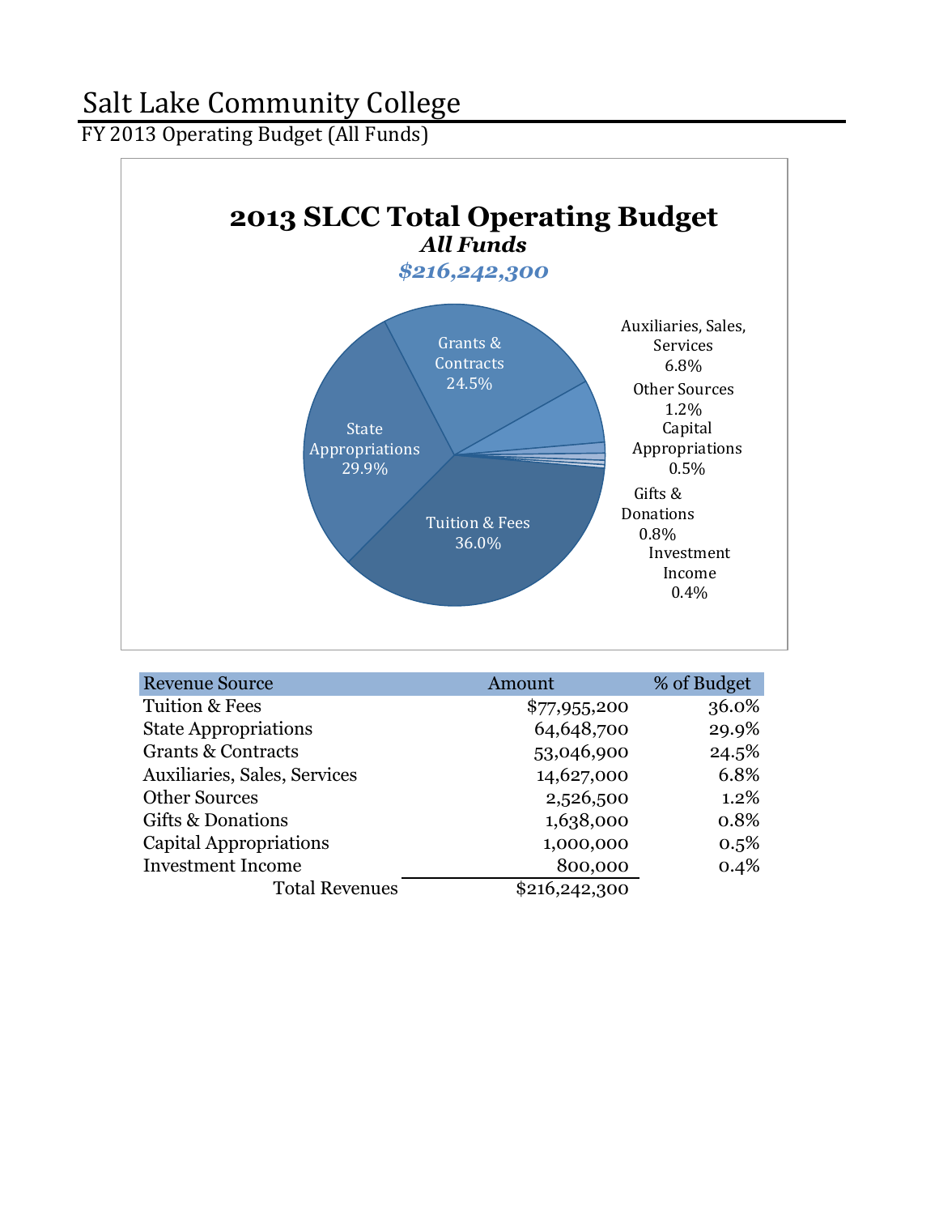# Salt Lake Community College

## FY 2013 Operating Budget (All Funds)

**2013 SLCC Total Operating Budget**

***All Funds***

***$216,242,300***

Grants & Contracts 24.5%

State Appropriations 29.9%

Tuition & Fees 36.0%

Auxiliaries, Sales, Services 6.8%

Other Sources 1.2%

Capital Appropriations 0.5%

Gifts & Donations 0.8%

Investment Income 0.4%

| Revenue Source | Amount | % of Budget |
|---|---|---|
| Tuition & Fees | $77,955,200 | 36.0% |
| State Appropriations | 64,648,700 | 29.9% |
| Grants & Contracts | 53,046,900 | 24.5% |
| Auxiliaries, Sales, Services | 14,627,000 | 6.8% |
| Other Sources | 2,526,500 | 1.2% |
| Gifts & Donations | 1,638,000 | 0.8% |
| Capital Appropriations | 1,000,000 | 0.5% |
| Investment Income | 800,000 | 0.4% |
| Total Revenues | $216,242,300 | |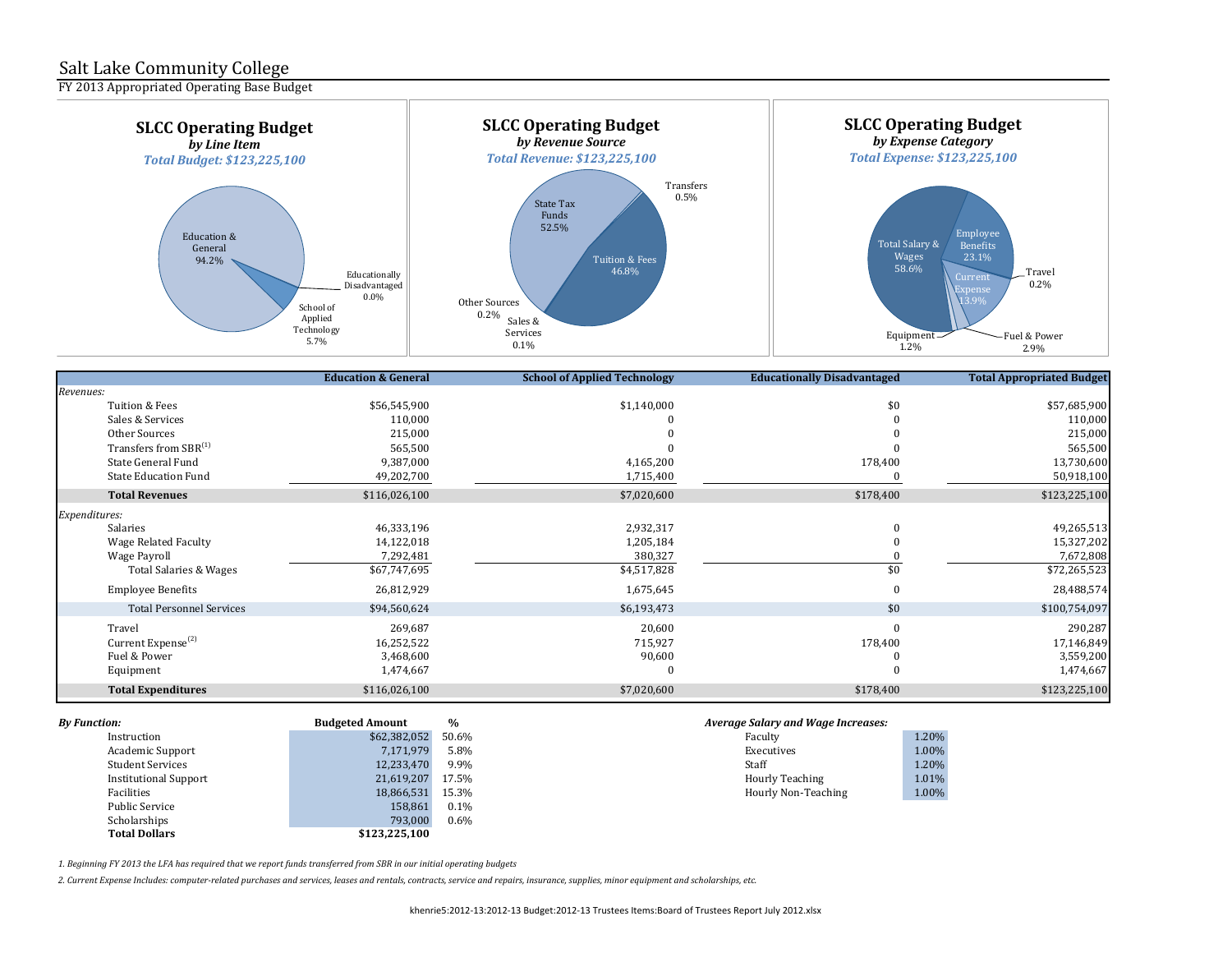# Salt Lake Community College

FY 2013 Appropriated Operating Base Budget

**SLCC Operating Budget**
*by Line Item*
*Total Budget: $123,225,100*

Education & General 94.2%
School of Applied Technology 5.7%
Educationally Disadvantaged 0.0%

**SLCC Operating Budget**
*by Revenue Source*
*Total Revenue: $123,225,100*

State Tax Funds 52.5%
Tuition & Fees 46.8%
Transfers 0.5%
Other Sources 0.2%
Sales & Services 0.1%

**SLCC Operating Budget**
*by Expense Category*
*Total Expense: $123,225,100*

Total Salary & Wages 58.6%
Employee Benefits 23.1%
Current Expense 13.9%
Travel 0.2%
Fuel & Power 2.9%
Equipment 1.2%

| | Education & General | School of Applied Technology | Educationally Disadvantaged | Total Appropriated Budget |
|---|---|---|---|---|
| *Revenues:* | | | | |
| Tuition & Fees | $56,545,900 | $1,140,000 | $0 | $57,685,900 |
| Sales & Services | 110,000 | 0 | 0 | 110,000 |
| Other Sources | 215,000 | 0 | 0 | 215,000 |
| Transfers from SBR[1] | 565,500 | 0 | 0 | 565,500 |
| State General Fund | 9,387,000 | 4,165,200 | 178,400 | 13,730,600 |
| State Education Fund | 49,202,700 | 1,715,400 | 0 | 50,918,100 |
| **Total Revenues** | $116,026,100 | $7,020,600 | $178,400 | $123,225,100 |
| *Expenditures:* | | | | |
| Salaries | 46,333,196 | 2,932,317 | 0 | 49,265,513 |
| Wage Related Faculty | 14,122,018 | 1,205,184 | 0 | 15,327,202 |
| Wage Payroll | 7,292,481 | 380,327 | 0 | 7,672,808 |
| Total Salaries & Wages | $67,747,695 | $4,517,828 | $0 | $72,265,523 |
| Employee Benefits | 26,812,929 | 1,675,645 | 0 | 28,488,574 |
| Total Personnel Services | $94,560,624 | $6,193,473 | $0 | $100,754,097 |
| Travel | 269,687 | 20,600 | 0 | 290,287 |
| Current Expense[2] | 16,252,522 | 715,927 | 178,400 | 17,146,849 |
| Fuel & Power | 3,468,600 | 90,600 | 0 | 3,559,200 |
| Equipment | 1,474,667 | 0 | 0 | 1,474,667 |
| **Total Expenditures** | $116,026,100 | $7,020,600 | $178,400 | $123,225,100 |

| *By Function:* | Budgeted Amount | % |
|---|---|---|
| Instruction | $62,382,052 | 50.6% |
| Academic Support | 7,171,979 | 5.8% |
| Student Services | 12,233,470 | 9.9% |
| Institutional Support | 21,619,207 | 17.5% |
| Facilities | 18,866,531 | 15.3% |
| Public Service | 158,861 | 0.1% |
| Scholarships | 793,000 | 0.6% |
| **Total Dollars** | **$123,225,100** | |

| *Average Salary and Wage Increases:* | |
|---|---|
| Faculty | 1.20% |
| Executives | 1.00% |
| Staff | 1.20% |
| Hourly Teaching | 1.01% |
| Hourly Non-Teaching | 1.00% |

*1. Beginning FY 2013 the LFA has required that we report funds transferred from SBR in our initial operating budgets*

*2. Current Expense Includes: computer-related purchases and services, leases and rentals, contracts, service and repairs, insurance, supplies, minor equipment and scholarships, etc.*

khenrie5:2012-13:2012-13 Budget:2012-13 Trustees Items:Board of Trustees Report July 2012.xlsx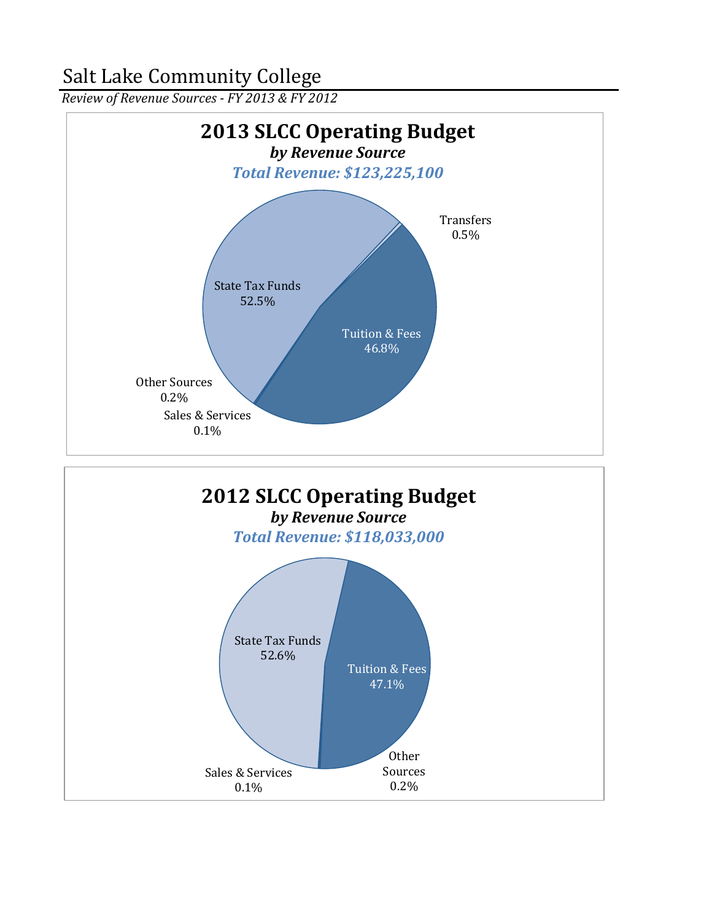# Salt Lake Community College

*Review of Revenue Sources - FY 2013 & FY 2012*

## 2013 SLCC Operating Budget

***by Revenue Source***

***Total Revenue: $123,225,100***

| Revenue Source | Percent |
|---|---|
| State Tax Funds | 52.5% |
| Tuition & Fees | 46.8% |
| Transfers | 0.5% |
| Other Sources | 0.2% |
| Sales & Services | 0.1% |

## 2012 SLCC Operating Budget

***by Revenue Source***

***Total Revenue: $118,033,000***

| Revenue Source | Percent |
|---|---|
| State Tax Funds | 52.6% |
| Tuition & Fees | 47.1% |
| Other Sources | 0.2% |
| Sales & Services | 0.1% |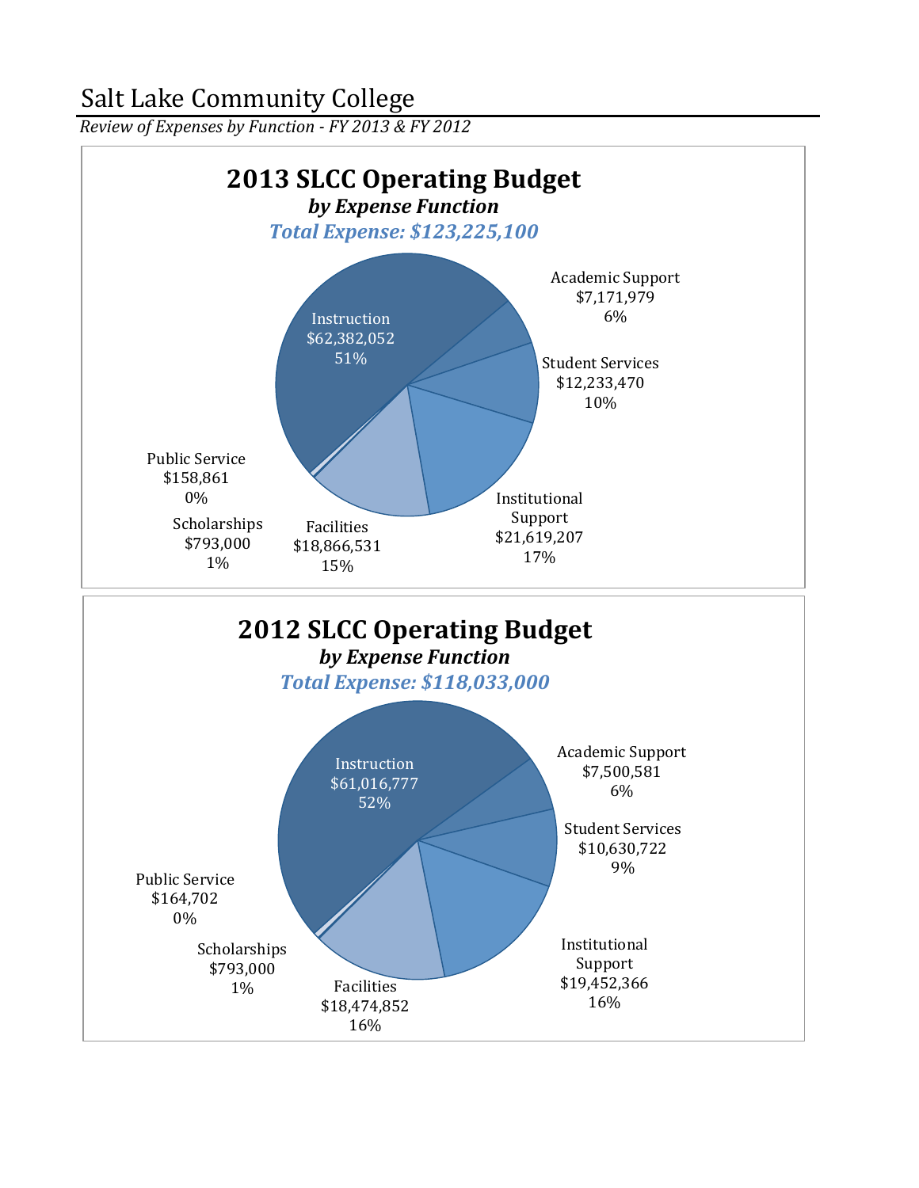# Salt Lake Community College

*Review of Expenses by Function - FY 2013 & FY 2012*

## 2013 SLCC Operating Budget

***by Expense Function***

***Total Expense: $123,225,100***

| Function | Amount | Percent |
|---|---|---|
| Instruction | $62,382,052 | 51% |
| Academic Support | $7,171,979 | 6% |
| Student Services | $12,233,470 | 10% |
| Institutional Support | $21,619,207 | 17% |
| Facilities | $18,866,531 | 15% |
| Scholarships | $793,000 | 1% |
| Public Service | $158,861 | 0% |

## 2012 SLCC Operating Budget

***by Expense Function***

***Total Expense: $118,033,000***

| Function | Amount | Percent |
|---|---|---|
| Instruction | $61,016,777 | 52% |
| Academic Support | $7,500,581 | 6% |
| Student Services | $10,630,722 | 9% |
| Institutional Support | $19,452,366 | 16% |
| Facilities | $18,474,852 | 16% |
| Scholarships | $793,000 | 1% |
| Public Service | $164,702 | 0% |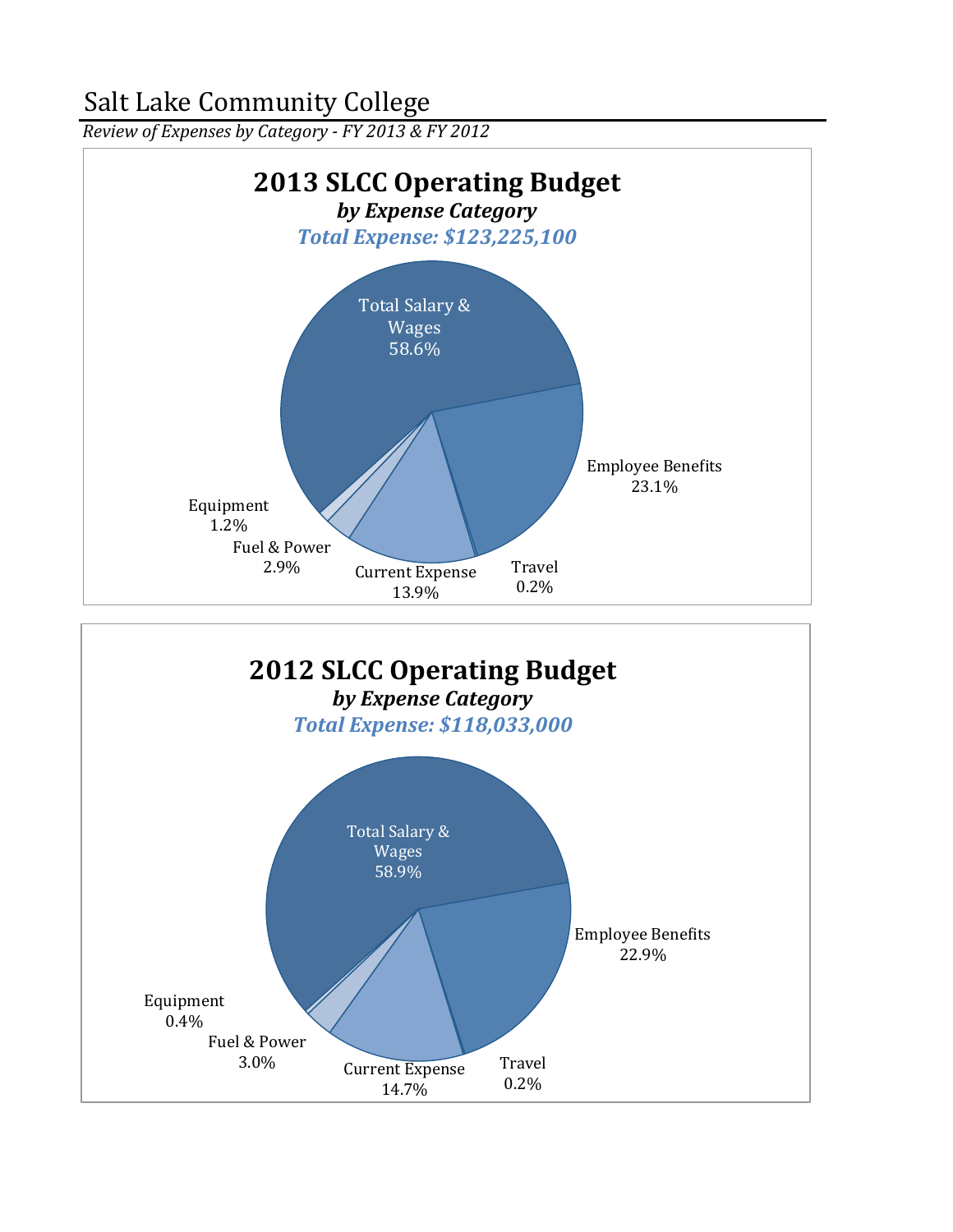# Salt Lake Community College

*Review of Expenses by Category - FY 2013 & FY 2012*

## 2013 SLCC Operating Budget

***by Expense Category***

***Total Expense: $123,225,100***

| Category | Percent |
|---|---|
| Total Salary & Wages | 58.6% |
| Employee Benefits | 23.1% |
| Travel | 0.2% |
| Current Expense | 13.9% |
| Fuel & Power | 2.9% |
| Equipment | 1.2% |

## 2012 SLCC Operating Budget

***by Expense Category***

***Total Expense: $118,033,000***

| Category | Percent |
|---|---|
| Total Salary & Wages | 58.9% |
| Employee Benefits | 22.9% |
| Travel | 0.2% |
| Current Expense | 14.7% |
| Fuel & Power | 3.0% |
| Equipment | 0.4% |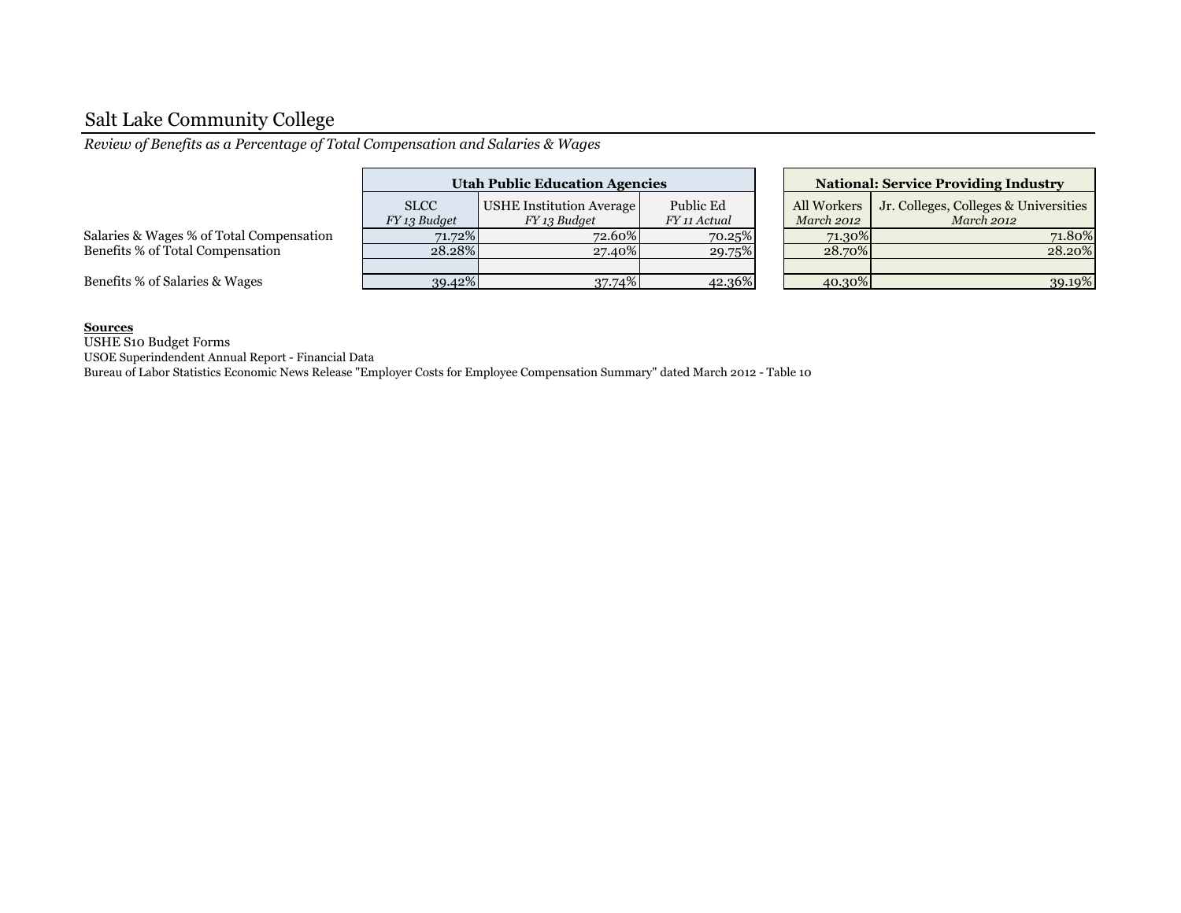# Salt Lake Community College

*Review of Benefits as a Percentage of Total Compensation and Salaries & Wages*

| | Utah Public Education Agencies | | | National: Service Providing Industry | |
|---|---|---|---|---|---|
| | SLCC *FY 13 Budget* | USHE Institution Average *FY 13 Budget* | Public Ed *FY 11 Actual* | All Workers *March 2012* | Jr. Colleges, Colleges & Universities *March 2012* |
| Salaries & Wages % of Total Compensation | 71.72% | 72.60% | 70.25% | 71.30% | 71.80% |
| Benefits % of Total Compensation | 28.28% | 27.40% | 29.75% | 28.70% | 28.20% |
| | | | | | |
| Benefits % of Salaries & Wages | 39.42% | 37.74% | 42.36% | 40.30% | 39.19% |

**Sources**

USHE S10 Budget Forms

USOE Superindendent Annual Report - Financial Data

Bureau of Labor Statistics Economic News Release "Employer Costs for Employee Compensation Summary" dated March 2012 - Table 10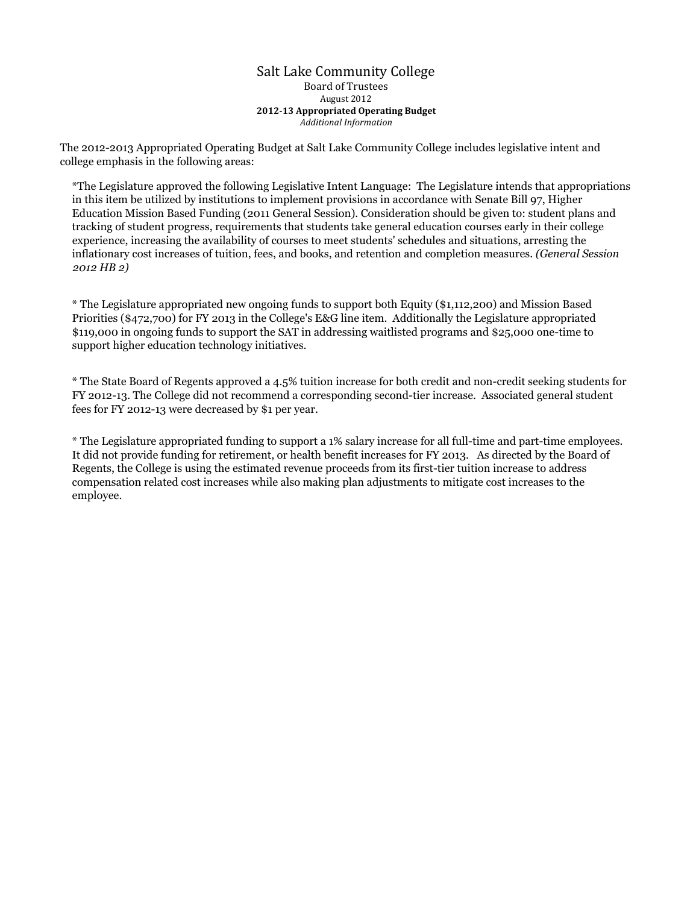# Salt Lake Community College

Board of Trustees

August 2012

**2012-13 Appropriated Operating Budget**

*Additional Information*

The 2012-2013 Appropriated Operating Budget at Salt Lake Community College includes legislative intent and college emphasis in the following areas:

*The Legislature approved the following Legislative Intent Language: The Legislature intends that appropriations in this item be utilized by institutions to implement provisions in accordance with Senate Bill 97, Higher Education Mission Based Funding (2011 General Session). Consideration should be given to: student plans and tracking of student progress, requirements that students take general education courses early in their college experience, increasing the availability of courses to meet students' schedules and situations, arresting the inflationary cost increases of tuition, fees, and books, and retention and completion measures. *(General Session 2012 HB 2)*

* The Legislature appropriated new ongoing funds to support both Equity ($1,112,200) and Mission Based Priorities ($472,700) for FY 2013 in the College's E&G line item. Additionally the Legislature appropriated $119,000 in ongoing funds to support the SAT in addressing waitlisted programs and $25,000 one-time to support higher education technology initiatives.

* The State Board of Regents approved a 4.5% tuition increase for both credit and non-credit seeking students for FY 2012-13. The College did not recommend a corresponding second-tier increase. Associated general student fees for FY 2012-13 were decreased by $1 per year.

* The Legislature appropriated funding to support a 1% salary increase for all full-time and part-time employees. It did not provide funding for retirement, or health benefit increases for FY 2013. As directed by the Board of Regents, the College is using the estimated revenue proceeds from its first-tier tuition increase to address compensation related cost increases while also making plan adjustments to mitigate cost increases to the employee.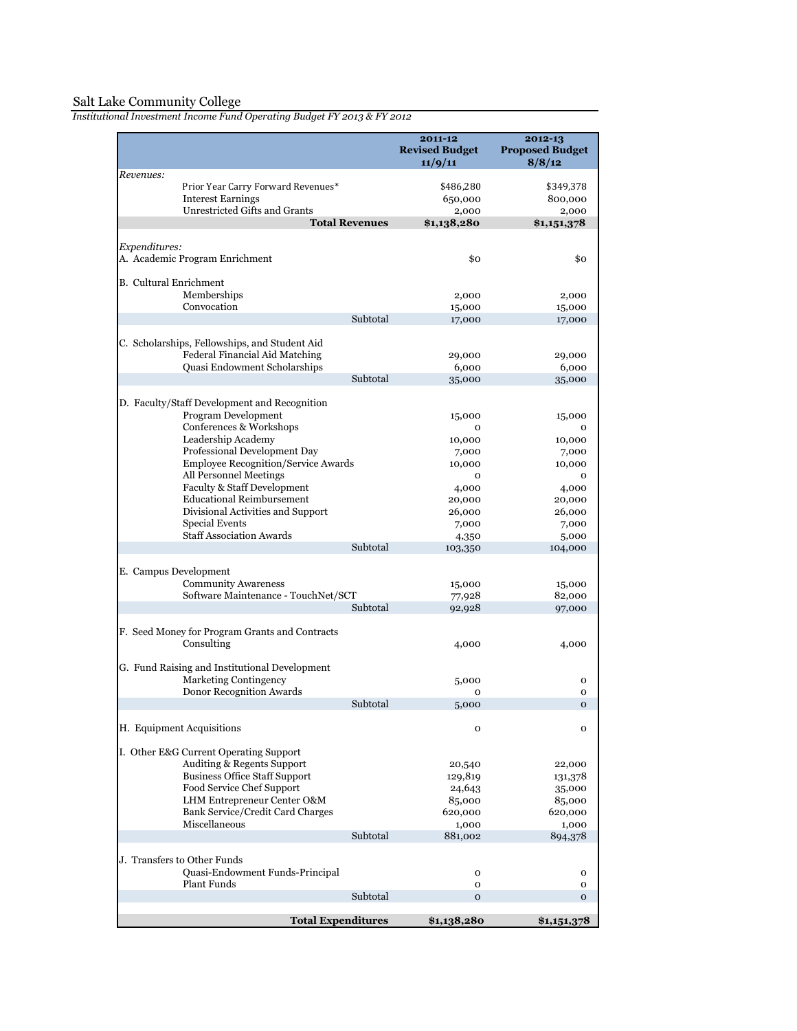Salt Lake Community College

*Institutional Investment Income Fund Operating Budget FY 2013 & FY 2012*

| | 2011-12 Revised Budget 11/9/11 | 2012-13 Proposed Budget 8/8/12 |
|---|---|---|
| *Revenues:* | | |
| Prior Year Carry Forward Revenues* | $486,280 | $349,378 |
| Interest Earnings | 650,000 | 800,000 |
| Unrestricted Gifts and Grants | 2,000 | 2,000 |
| **Total Revenues** | **$1,138,280** | **$1,151,378** |
| | | |
| *Expenditures:* | | |
| A. Academic Program Enrichment | $0 | $0 |
| | | |
| B. Cultural Enrichment | | |
| Memberships | 2,000 | 2,000 |
| Convocation | 15,000 | 15,000 |
| Subtotal | 17,000 | 17,000 |
| | | |
| C. Scholarships, Fellowships, and Student Aid | | |
| Federal Financial Aid Matching | 29,000 | 29,000 |
| Quasi Endowment Scholarships | 6,000 | 6,000 |
| Subtotal | 35,000 | 35,000 |
| | | |
| D. Faculty/Staff Development and Recognition | | |
| Program Development | 15,000 | 15,000 |
| Conferences & Workshops | 0 | 0 |
| Leadership Academy | 10,000 | 10,000 |
| Professional Development Day | 7,000 | 7,000 |
| Employee Recognition/Service Awards | 10,000 | 10,000 |
| All Personnel Meetings | 0 | 0 |
| Faculty & Staff Development | 4,000 | 4,000 |
| Educational Reimbursement | 20,000 | 20,000 |
| Divisional Activities and Support | 26,000 | 26,000 |
| Special Events | 7,000 | 7,000 |
| Staff Association Awards | 4,350 | 5,000 |
| Subtotal | 103,350 | 104,000 |
| | | |
| E. Campus Development | | |
| Community Awareness | 15,000 | 15,000 |
| Software Maintenance - TouchNet/SCT | 77,928 | 82,000 |
| Subtotal | 92,928 | 97,000 |
| | | |
| F. Seed Money for Program Grants and Contracts | | |
| Consulting | 4,000 | 4,000 |
| | | |
| G. Fund Raising and Institutional Development | | |
| Marketing Contingency | 5,000 | 0 |
| Donor Recognition Awards | 0 | 0 |
| Subtotal | 5,000 | 0 |
| | | |
| H. Equipment Acquisitions | 0 | 0 |
| | | |
| I. Other E&G Current Operating Support | | |
| Auditing & Regents Support | 20,540 | 22,000 |
| Business Office Staff Support | 129,819 | 131,378 |
| Food Service Chef Support | 24,643 | 35,000 |
| LHM Entrepreneur Center O&M | 85,000 | 85,000 |
| Bank Service/Credit Card Charges | 620,000 | 620,000 |
| Miscellaneous | 1,000 | 1,000 |
| Subtotal | 881,002 | 894,378 |
| | | |
| J. Transfers to Other Funds | | |
| Quasi-Endowment Funds-Principal | 0 | 0 |
| Plant Funds | 0 | 0 |
| Subtotal | 0 | 0 |
| | | |
| **Total Expenditures** | **$1,138,280** | **$1,151,378** |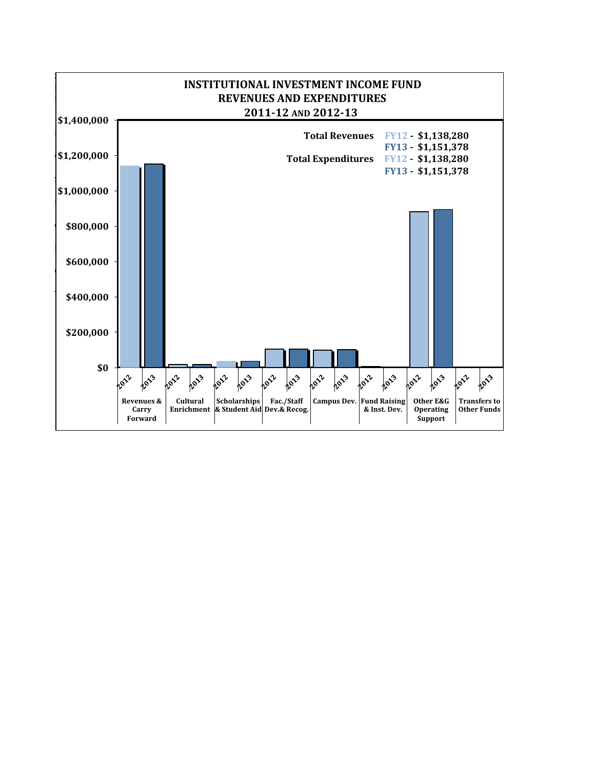# INSTITUTIONAL INVESTMENT INCOME FUND
## REVENUES AND EXPENDITURES
### 2011-12 AND 2012-13

**Total Revenues** FY12 - $1,138,280
FY13 - $1,151,378

**Total Expenditures** FY12 - $1,138,280
FY13 - $1,151,378

$1,400,000
$1,200,000
$1,000,000
$800,000
$600,000
$400,000
$200,000
$0

| Revenues & Carry Forward | Cultural Enrichment | Scholarships & Student Aid | Fac./Staff Dev.& Recog. | Campus Dev. | Fund Raising & Inst. Dev. | Other E&G Operating Support | Transfers to Other Funds |
|---|---|---|---|---|---|---|---|
| 2012 2013 | 2012 2013 | 2012 2013 | 2012 2013 | 2012 2013 | 2012 2013 | 2012 2013 | 2012 2013 |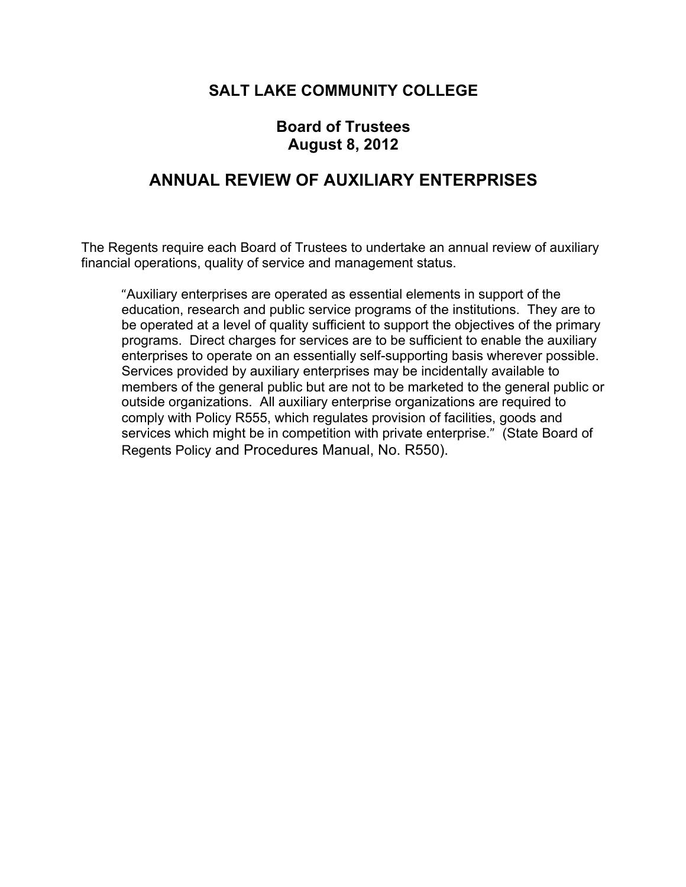# SALT LAKE COMMUNITY COLLEGE

## Board of Trustees
## August 8, 2012

## ANNUAL REVIEW OF AUXILIARY ENTERPRISES

The Regents require each Board of Trustees to undertake an annual review of auxiliary financial operations, quality of service and management status.

> "Auxiliary enterprises are operated as essential elements in support of the education, research and public service programs of the institutions. They are to be operated at a level of quality sufficient to support the objectives of the primary programs. Direct charges for services are to be sufficient to enable the auxiliary enterprises to operate on an essentially self-supporting basis wherever possible. Services provided by auxiliary enterprises may be incidentally available to members of the general public but are not to be marketed to the general public or outside organizations. All auxiliary enterprise organizations are required to comply with Policy R555, which regulates provision of facilities, goods and services which might be in competition with private enterprise." (State Board of Regents Policy and Procedures Manual, No. R550).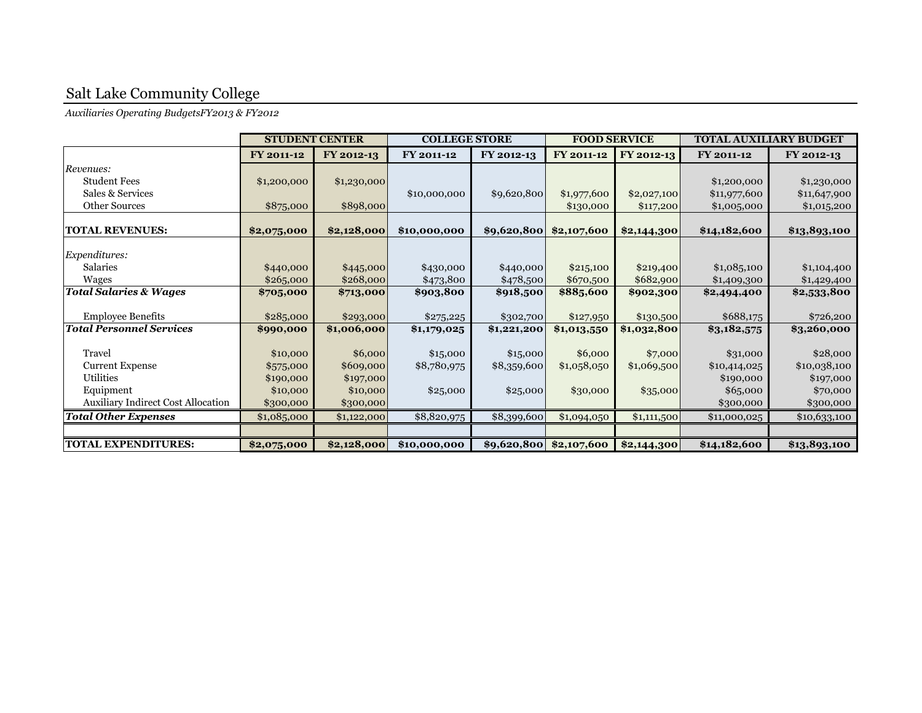# Salt Lake Community College

*Auxiliaries Operating BudgetsFY2013 & FY2012*

| | STUDENT CENTER | | COLLEGE STORE | | FOOD SERVICE | | TOTAL AUXILIARY BUDGET | |
|---|---|---|---|---|---|---|---|---|
| | **FY 2011-12** | **FY 2012-13** | **FY 2011-12** | **FY 2012-13** | **FY 2011-12** | **FY 2012-13** | **FY 2011-12** | **FY 2012-13** |
| *Revenues:* | | | | | | | | |
| Student Fees | $1,200,000 | $1,230,000 | | | | | $1,200,000 | $1,230,000 |
| Sales & Services | | | $10,000,000 | $9,620,800 | $1,977,600 | $2,027,100 | $11,977,600 | $11,647,900 |
| Other Sources | $875,000 | $898,000 | | | $130,000 | $117,200 | $1,005,000 | $1,015,200 |
| **TOTAL REVENUES:** | **$2,075,000** | **$2,128,000** | **$10,000,000** | **$9,620,800** | **$2,107,600** | **$2,144,300** | **$14,182,600** | **$13,893,100** |
| *Expenditures:* | | | | | | | | |
| Salaries | $440,000 | $445,000 | $430,000 | $440,000 | $215,100 | $219,400 | $1,085,100 | $1,104,400 |
| Wages | $265,000 | $268,000 | $473,800 | $478,500 | $670,500 | $682,900 | $1,409,300 | $1,429,400 |
| ***Total Salaries & Wages*** | **$705,000** | **$713,000** | **$903,800** | **$918,500** | **$885,600** | **$902,300** | **$2,494,400** | **$2,533,800** |
| Employee Benefits | $285,000 | $293,000 | $275,225 | $302,700 | $127,950 | $130,500 | $688,175 | $726,200 |
| ***Total Personnel Services*** | **$990,000** | **$1,006,000** | **$1,179,025** | **$1,221,200** | **$1,013,550** | **$1,032,800** | **$3,182,575** | **$3,260,000** |
| Travel | $10,000 | $6,000 | $15,000 | $15,000 | $6,000 | $7,000 | $31,000 | $28,000 |
| Current Expense | $575,000 | $609,000 | $8,780,975 | $8,359,600 | $1,058,050 | $1,069,500 | $10,414,025 | $10,038,100 |
| Utilities | $190,000 | $197,000 | | | | | $190,000 | $197,000 |
| Equipment | $10,000 | $10,000 | $25,000 | $25,000 | $30,000 | $35,000 | $65,000 | $70,000 |
| Auxiliary Indirect Cost Allocation | $300,000 | $300,000 | | | | | $300,000 | $300,000 |
| ***Total Other Expenses*** | $1,085,000 | $1,122,000 | $8,820,975 | $8,399,600 | $1,094,050 | $1,111,500 | $11,000,025 | $10,633,100 |
| **TOTAL EXPENDITURES:** | **$2,075,000** | **$2,128,000** | **$10,000,000** | **$9,620,800** | **$2,107,600** | **$2,144,300** | **$14,182,600** | **$13,893,100** |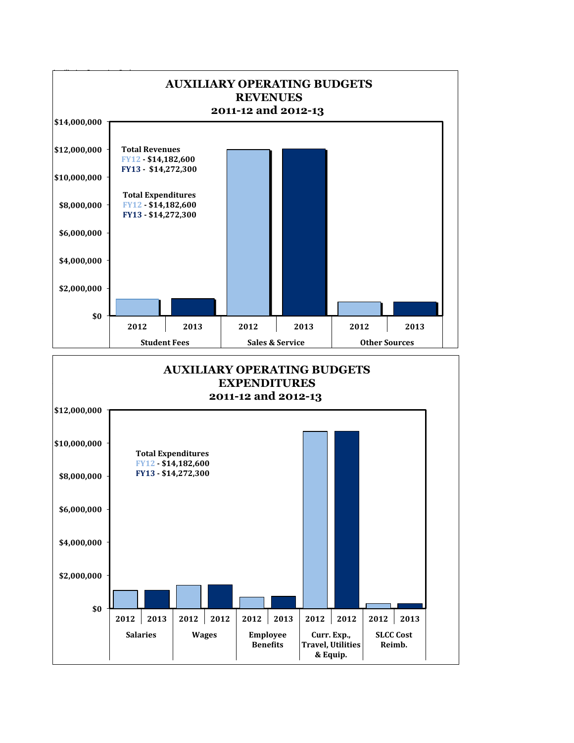## AUXILIARY OPERATING BUDGETS
## REVENUES
## 2011-12 and 2012-13

**Total Revenues**
FY12 - $14,182,600
FY13 - $14,272,300

**Total Expenditures**
FY12 - $14,182,600
FY13 - $14,272,300

| | Student Fees | | Sales & Service | | Other Sources | |
|---|---|---|---|---|---|---|
| | 2012 | 2013 | 2012 | 2013 | 2012 | 2013 |

$14,000,000 · $12,000,000 · $10,000,000 · $8,000,000 · $6,000,000 · $4,000,000 · $2,000,000 · $0

## AUXILIARY OPERATING BUDGETS
## EXPENDITURES
## 2011-12 and 2012-13

**Total Expenditures**
FY12 - $14,182,600
FY13 - $14,272,300

| | Salaries | | Wages | | Employee Benefits | | Curr. Exp., Travel, Utilities & Equip. | | SLCC Cost Reimb. | |
|---|---|---|---|---|---|---|---|---|---|---|
| | 2012 | 2013 | 2012 | 2012 | 2012 | 2013 | 2012 | 2012 | 2012 | 2013 |

$12,000,000 · $10,000,000 · $8,000,000 · $6,000,000 · $4,000,000 · $2,000,000 · $0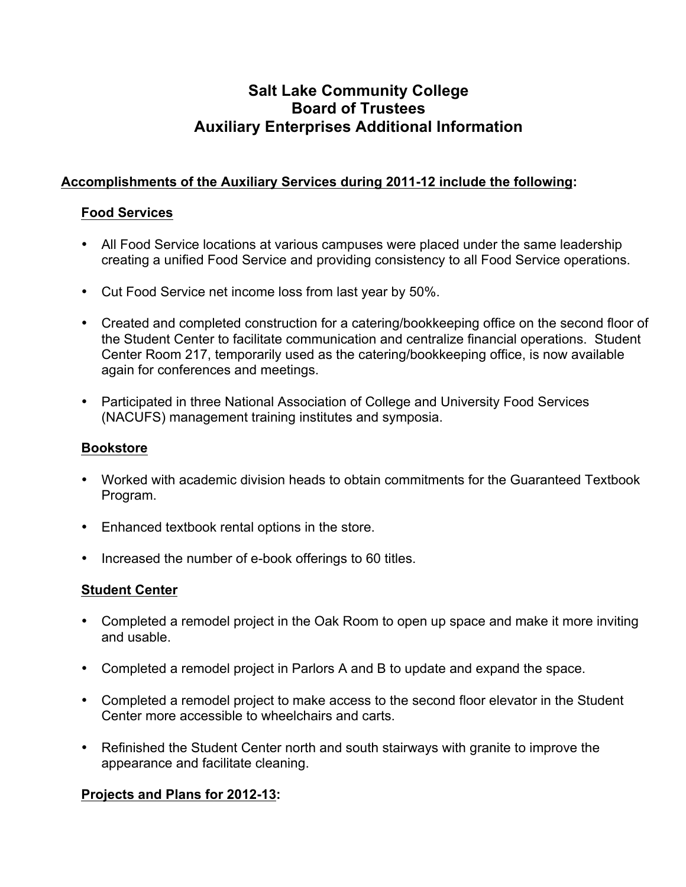# Salt Lake Community College
# Board of Trustees
# Auxiliary Enterprises Additional Information

**Accomplishments of the Auxiliary Services during 2011-12 include the following:**

### Food Services

- All Food Service locations at various campuses were placed under the same leadership creating a unified Food Service and providing consistency to all Food Service operations.
- Cut Food Service net income loss from last year by 50%.
- Created and completed construction for a catering/bookkeeping office on the second floor of the Student Center to facilitate communication and centralize financial operations. Student Center Room 217, temporarily used as the catering/bookkeeping office, is now available again for conferences and meetings.
- Participated in three National Association of College and University Food Services (NACUFS) management training institutes and symposia.

### Bookstore

- Worked with academic division heads to obtain commitments for the Guaranteed Textbook Program.
- Enhanced textbook rental options in the store.
- Increased the number of e-book offerings to 60 titles.

### Student Center

- Completed a remodel project in the Oak Room to open up space and make it more inviting and usable.
- Completed a remodel project in Parlors A and B to update and expand the space.
- Completed a remodel project to make access to the second floor elevator in the Student Center more accessible to wheelchairs and carts.
- Refinished the Student Center north and south stairways with granite to improve the appearance and facilitate cleaning.

### Projects and Plans for 2012-13: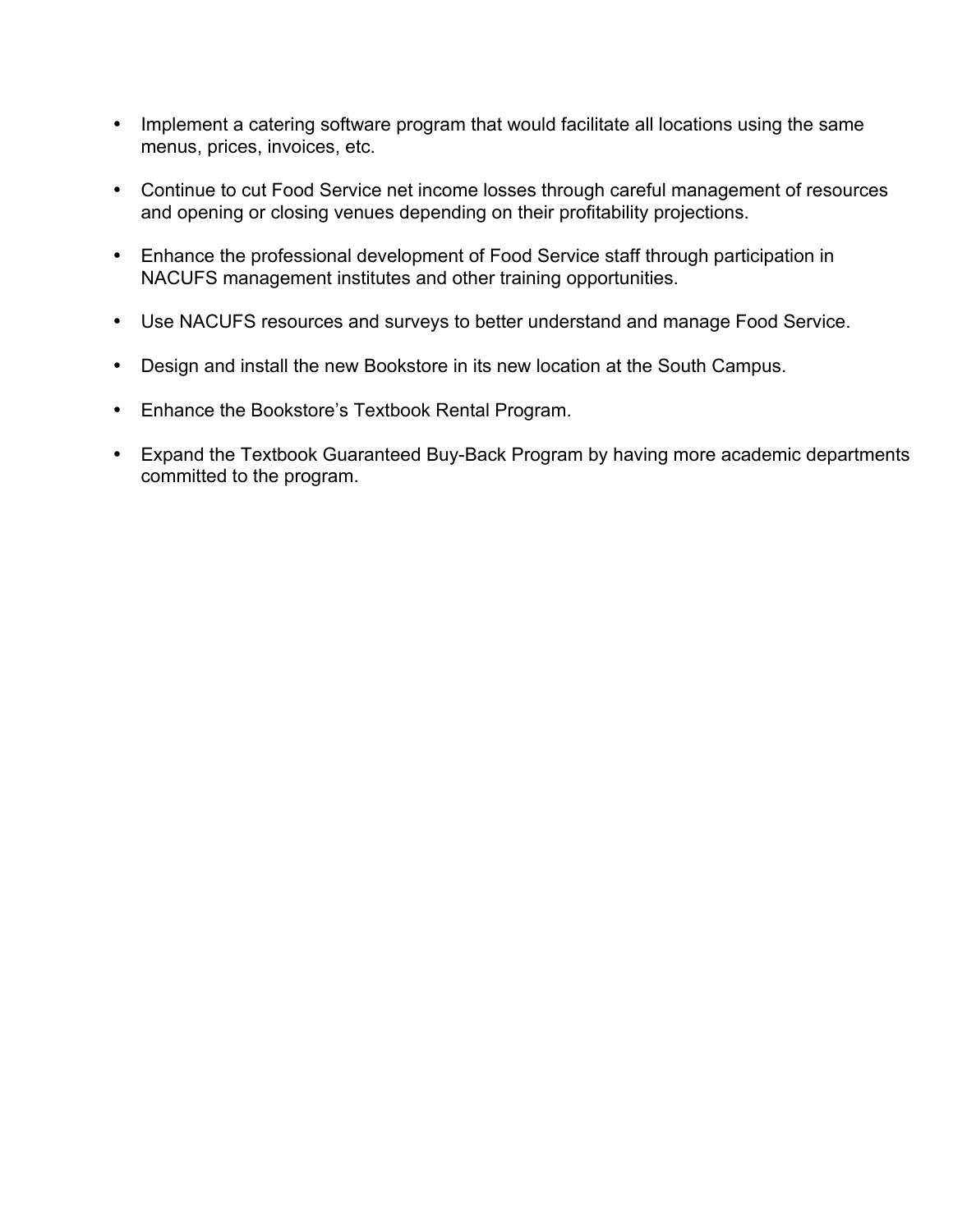- Implement a catering software program that would facilitate all locations using the same menus, prices, invoices, etc.

- Continue to cut Food Service net income losses through careful management of resources and opening or closing venues depending on their profitability projections.

- Enhance the professional development of Food Service staff through participation in NACUFS management institutes and other training opportunities.

- Use NACUFS resources and surveys to better understand and manage Food Service.

- Design and install the new Bookstore in its new location at the South Campus.

- Enhance the Bookstore's Textbook Rental Program.

- Expand the Textbook Guaranteed Buy-Back Program by having more academic departments committed to the program.